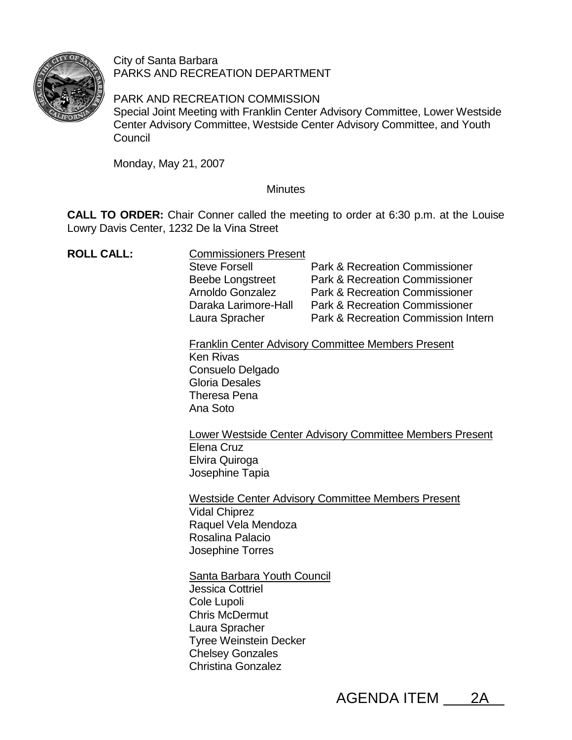City of Santa Barbara
PARKS AND RECREATION DEPARTMENT

PARK AND RECREATION COMMISSION
Special Joint Meeting with Franklin Center Advisory Committee, Lower Westside Center Advisory Committee, Westside Center Advisory Committee, and Youth Council

Monday, May 21, 2007

Minutes

**CALL TO ORDER:** Chair Conner called the meeting to order at 6:30 p.m. at the Louise Lowry Davis Center, 1232 De la Vina Street

**ROLL CALL:**

Commissioners Present

| | |
|---|---|
| Steve Forsell | Park & Recreation Commissioner |
| Beebe Longstreet | Park & Recreation Commissioner |
| Arnoldo Gonzalez | Park & Recreation Commissioner |
| Daraka Larimore-Hall | Park & Recreation Commissioner |
| Laura Spracher | Park & Recreation Commission Intern |

Franklin Center Advisory Committee Members Present
Ken Rivas
Consuelo Delgado
Gloria Desales
Theresa Pena
Ana Soto

Lower Westside Center Advisory Committee Members Present
Elena Cruz
Elvira Quiroga
Josephine Tapia

Westside Center Advisory Committee Members Present
Vidal Chiprez
Raquel Vela Mendoza
Rosalina Palacio
Josephine Torres

Santa Barbara Youth Council
Jessica Cottriel
Cole Lupoli
Chris McDermut
Laura Spracher
Tyree Weinstein Decker
Chelsey Gonzales
Christina Gonzalez

AGENDA ITEM 2A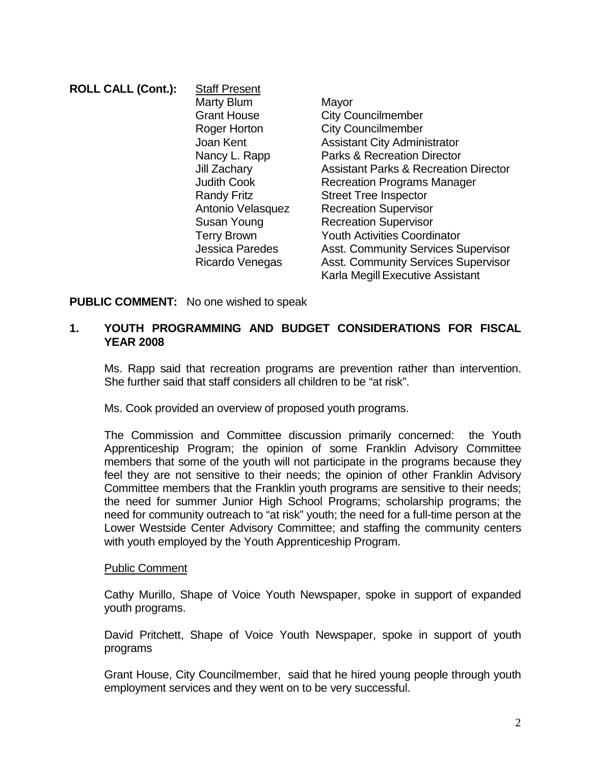**ROLL CALL (Cont.):** Staff Present

| | |
|---|---|
| Marty Blum | Mayor |
| Grant House | City Councilmember |
| Roger Horton | City Councilmember |
| Joan Kent | Assistant City Administrator |
| Nancy L. Rapp | Parks & Recreation Director |
| Jill Zachary | Assistant Parks & Recreation Director |
| Judith Cook | Recreation Programs Manager |
| Randy Fritz | Street Tree Inspector |
| Antonio Velasquez | Recreation Supervisor |
| Susan Young | Recreation Supervisor |
| Terry Brown | Youth Activities Coordinator |
| Jessica Paredes | Asst. Community Services Supervisor |
| Ricardo Venegas | Asst. Community Services Supervisor |
| Karla Megill | Executive Assistant |

**PUBLIC COMMENT:** No one wished to speak

**1. YOUTH PROGRAMMING AND BUDGET CONSIDERATIONS FOR FISCAL YEAR 2008**

Ms. Rapp said that recreation programs are prevention rather than intervention. She further said that staff considers all children to be "at risk".

Ms. Cook provided an overview of proposed youth programs.

The Commission and Committee discussion primarily concerned: the Youth Apprenticeship Program; the opinion of some Franklin Advisory Committee members that some of the youth will not participate in the programs because they feel they are not sensitive to their needs; the opinion of other Franklin Advisory Committee members that the Franklin youth programs are sensitive to their needs; the need for summer Junior High School Programs; scholarship programs; the need for community outreach to "at risk" youth; the need for a full-time person at the Lower Westside Center Advisory Committee; and staffing the community centers with youth employed by the Youth Apprenticeship Program.

Public Comment

Cathy Murillo, Shape of Voice Youth Newspaper, spoke in support of expanded youth programs.

David Pritchett, Shape of Voice Youth Newspaper, spoke in support of youth programs

Grant House, City Councilmember, said that he hired young people through youth employment services and they went on to be very successful.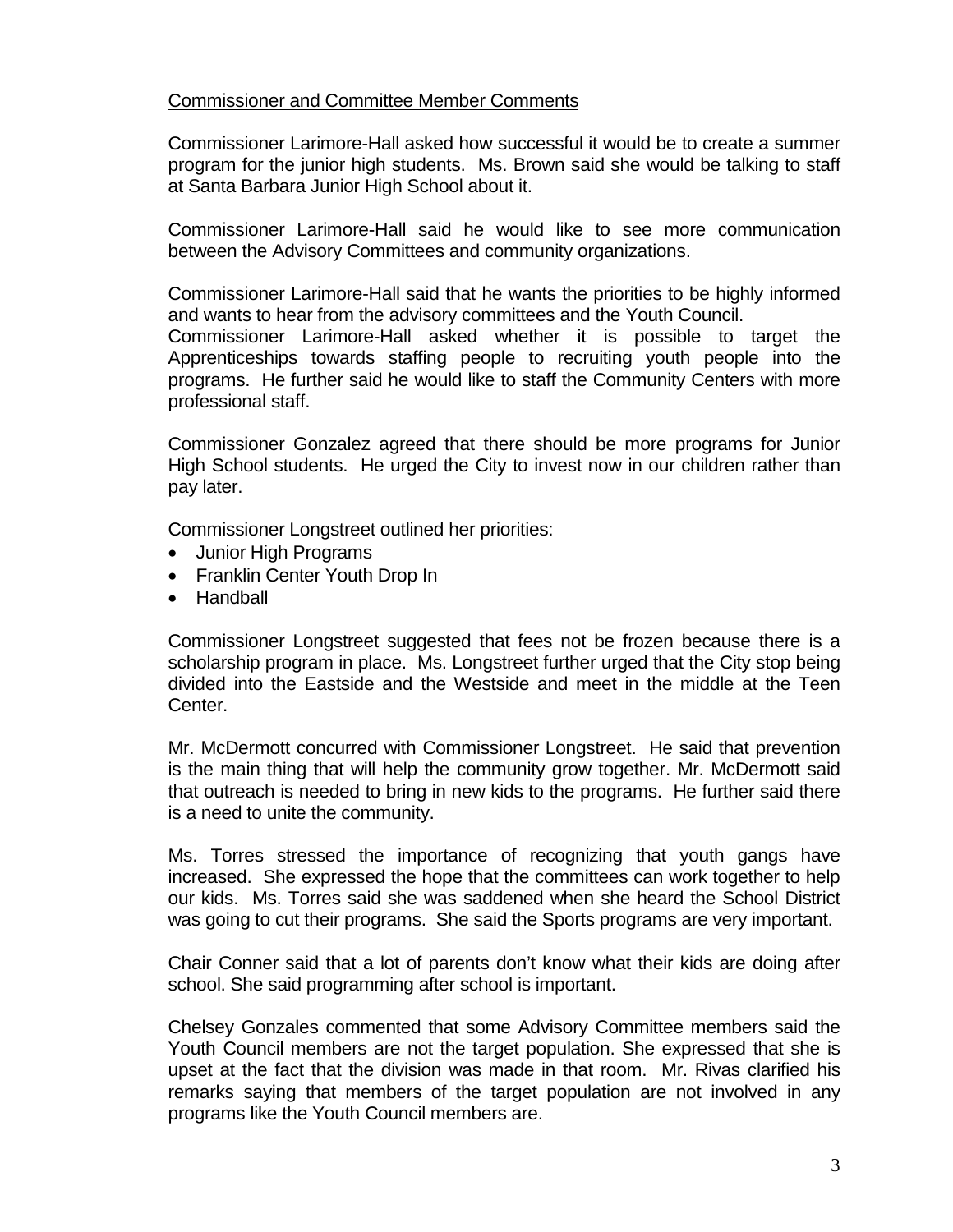Commissioner and Committee Member Comments

Commissioner Larimore-Hall asked how successful it would be to create a summer program for the junior high students. Ms. Brown said she would be talking to staff at Santa Barbara Junior High School about it.

Commissioner Larimore-Hall said he would like to see more communication between the Advisory Committees and community organizations.

Commissioner Larimore-Hall said that he wants the priorities to be highly informed and wants to hear from the advisory committees and the Youth Council.
Commissioner Larimore-Hall asked whether it is possible to target the Apprenticeships towards staffing people to recruiting youth people into the programs. He further said he would like to staff the Community Centers with more professional staff.

Commissioner Gonzalez agreed that there should be more programs for Junior High School students. He urged the City to invest now in our children rather than pay later.

Commissioner Longstreet outlined her priorities:

- Junior High Programs
- Franklin Center Youth Drop In
- Handball

Commissioner Longstreet suggested that fees not be frozen because there is a scholarship program in place. Ms. Longstreet further urged that the City stop being divided into the Eastside and the Westside and meet in the middle at the Teen Center.

Mr. McDermott concurred with Commissioner Longstreet. He said that prevention is the main thing that will help the community grow together. Mr. McDermott said that outreach is needed to bring in new kids to the programs. He further said there is a need to unite the community.

Ms. Torres stressed the importance of recognizing that youth gangs have increased. She expressed the hope that the committees can work together to help our kids. Ms. Torres said she was saddened when she heard the School District was going to cut their programs. She said the Sports programs are very important.

Chair Conner said that a lot of parents don't know what their kids are doing after school. She said programming after school is important.

Chelsey Gonzales commented that some Advisory Committee members said the Youth Council members are not the target population. She expressed that she is upset at the fact that the division was made in that room. Mr. Rivas clarified his remarks saying that members of the target population are not involved in any programs like the Youth Council members are.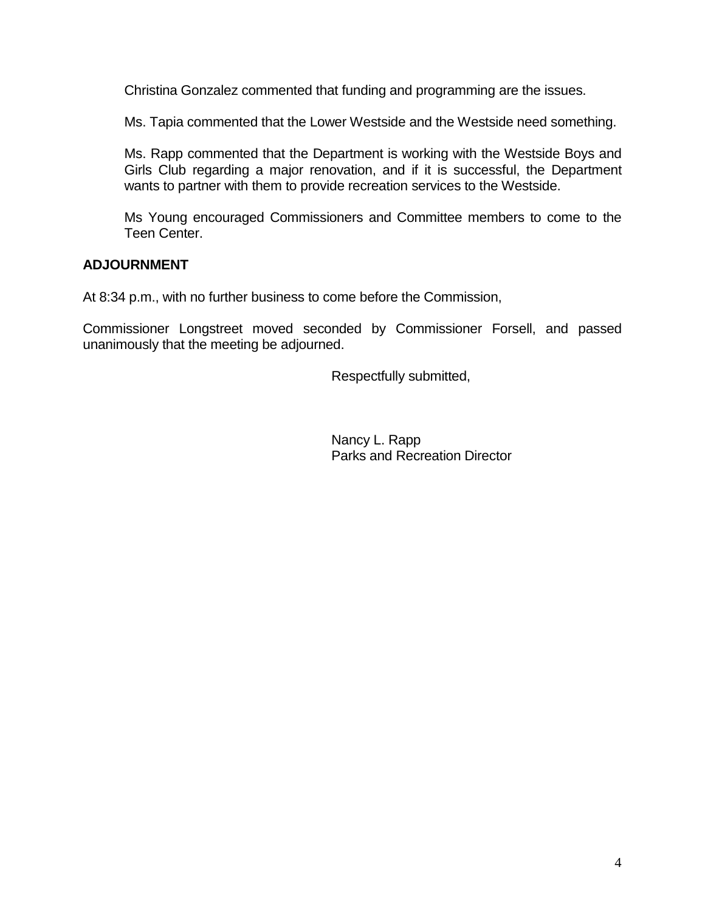Christina Gonzalez commented that funding and programming are the issues.

Ms. Tapia commented that the Lower Westside and the Westside need something.

Ms. Rapp commented that the Department is working with the Westside Boys and Girls Club regarding a major renovation, and if it is successful, the Department wants to partner with them to provide recreation services to the Westside.

Ms Young encouraged Commissioners and Committee members to come to the Teen Center.

**ADJOURNMENT**

At 8:34 p.m., with no further business to come before the Commission,

Commissioner Longstreet moved seconded by Commissioner Forsell, and passed unanimously that the meeting be adjourned.

Respectfully submitted,

Nancy L. Rapp
Parks and Recreation Director